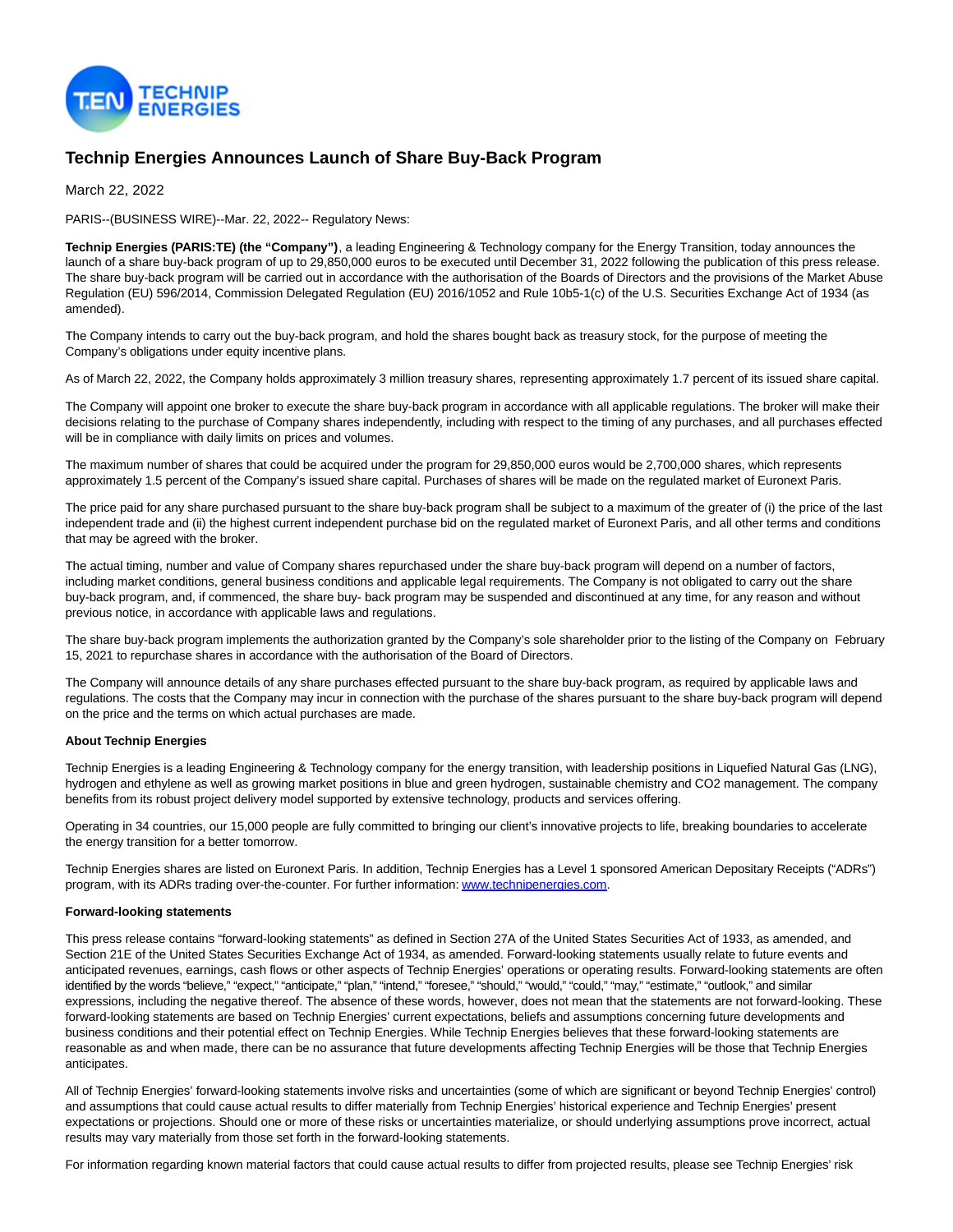# Technip Energies Announces Launch of Share Buy-Back Program

March 22, 2022

PARIS--(BUSINESS WIRE)--Mar. 22, 2022-- Regulatory News:

**Technip Energies (PARIS:TE) (the "Company")**, a leading Engineering & Technology company for the Energy Transition, today announces the launch of a share buy-back program of up to 29,850,000 euros to be executed until December 31, 2022 following the publication of this press release. The share buy-back program will be carried out in accordance with the authorisation of the Boards of Directors and the provisions of the Market Abuse Regulation (EU) 596/2014, Commission Delegated Regulation (EU) 2016/1052 and Rule 10b5-1(c) of the U.S. Securities Exchange Act of 1934 (as amended).

The Company intends to carry out the buy-back program, and hold the shares bought back as treasury stock, for the purpose of meeting the Company's obligations under equity incentive plans.

As of March 22, 2022, the Company holds approximately 3 million treasury shares, representing approximately 1.7 percent of its issued share capital.

The Company will appoint one broker to execute the share buy-back program in accordance with all applicable regulations. The broker will make their decisions relating to the purchase of Company shares independently, including with respect to the timing of any purchases, and all purchases effected will be in compliance with daily limits on prices and volumes.

The maximum number of shares that could be acquired under the program for 29,850,000 euros would be 2,700,000 shares, which represents approximately 1.5 percent of the Company's issued share capital. Purchases of shares will be made on the regulated market of Euronext Paris.

The price paid for any share purchased pursuant to the share buy-back program shall be subject to a maximum of the greater of (i) the price of the last independent trade and (ii) the highest current independent purchase bid on the regulated market of Euronext Paris, and all other terms and conditions that may be agreed with the broker.

The actual timing, number and value of Company shares repurchased under the share buy-back program will depend on a number of factors, including market conditions, general business conditions and applicable legal requirements. The Company is not obligated to carry out the share buy-back program, and, if commenced, the share buy- back program may be suspended and discontinued at any time, for any reason and without previous notice, in accordance with applicable laws and regulations.

The share buy-back program implements the authorization granted by the Company's sole shareholder prior to the listing of the Company on February 15, 2021 to repurchase shares in accordance with the authorisation of the Board of Directors.

The Company will announce details of any share purchases effected pursuant to the share buy-back program, as required by applicable laws and regulations. The costs that the Company may incur in connection with the purchase of the shares pursuant to the share buy-back program will depend on the price and the terms on which actual purchases are made.

**About Technip Energies**

Technip Energies is a leading Engineering & Technology company for the energy transition, with leadership positions in Liquefied Natural Gas (LNG), hydrogen and ethylene as well as growing market positions in blue and green hydrogen, sustainable chemistry and CO2 management. The company benefits from its robust project delivery model supported by extensive technology, products and services offering.

Operating in 34 countries, our 15,000 people are fully committed to bringing our client's innovative projects to life, breaking boundaries to accelerate the energy transition for a better tomorrow.

Technip Energies shares are listed on Euronext Paris. In addition, Technip Energies has a Level 1 sponsored American Depositary Receipts ("ADRs") program, with its ADRs trading over-the-counter. For further information: www.technipenergies.com.

**Forward-looking statements**

This press release contains "forward-looking statements" as defined in Section 27A of the United States Securities Act of 1933, as amended, and Section 21E of the United States Securities Exchange Act of 1934, as amended. Forward-looking statements usually relate to future events and anticipated revenues, earnings, cash flows or other aspects of Technip Energies' operations or operating results. Forward-looking statements are often identified by the words "believe," "expect," "anticipate," "plan," "intend," "foresee," "should," "would," "could," "may," "estimate," "outlook," and similar expressions, including the negative thereof. The absence of these words, however, does not mean that the statements are not forward-looking. These forward-looking statements are based on Technip Energies' current expectations, beliefs and assumptions concerning future developments and business conditions and their potential effect on Technip Energies. While Technip Energies believes that these forward-looking statements are reasonable as and when made, there can be no assurance that future developments affecting Technip Energies will be those that Technip Energies anticipates.

All of Technip Energies' forward-looking statements involve risks and uncertainties (some of which are significant or beyond Technip Energies' control) and assumptions that could cause actual results to differ materially from Technip Energies' historical experience and Technip Energies' present expectations or projections. Should one or more of these risks or uncertainties materialize, or should underlying assumptions prove incorrect, actual results may vary materially from those set forth in the forward-looking statements.

For information regarding known material factors that could cause actual results to differ from projected results, please see Technip Energies' risk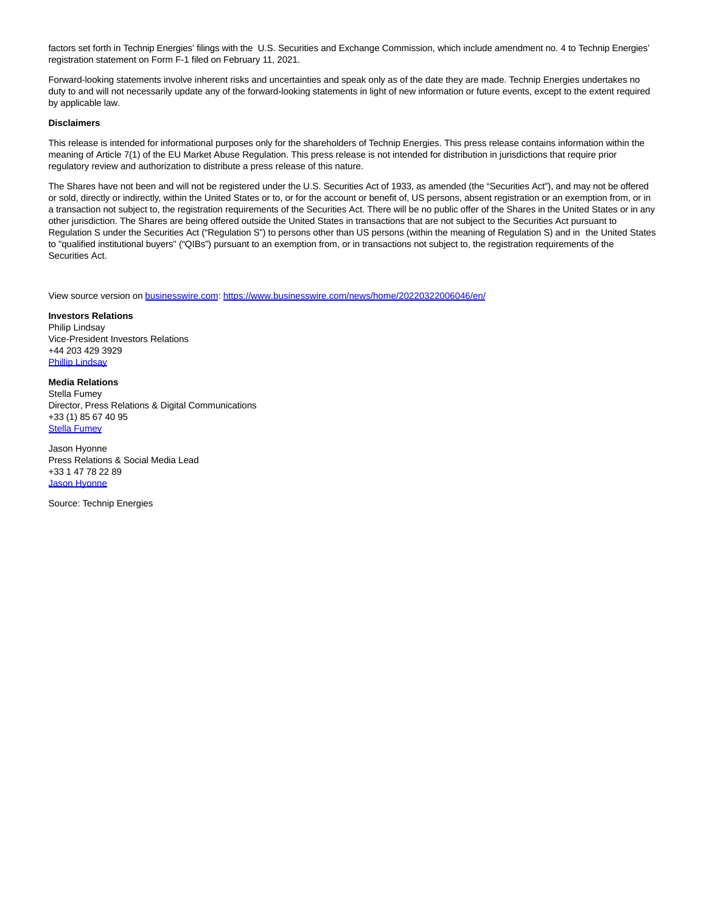factors set forth in Technip Energies' filings with the U.S. Securities and Exchange Commission, which include amendment no. 4 to Technip Energies' registration statement on Form F-1 filed on February 11, 2021.

Forward-looking statements involve inherent risks and uncertainties and speak only as of the date they are made. Technip Energies undertakes no duty to and will not necessarily update any of the forward-looking statements in light of new information or future events, except to the extent required by applicable law.

**Disclaimers**

This release is intended for informational purposes only for the shareholders of Technip Energies. This press release contains information within the meaning of Article 7(1) of the EU Market Abuse Regulation. This press release is not intended for distribution in jurisdictions that require prior regulatory review and authorization to distribute a press release of this nature.

The Shares have not been and will not be registered under the U.S. Securities Act of 1933, as amended (the "Securities Act"), and may not be offered or sold, directly or indirectly, within the United States or to, or for the account or benefit of, US persons, absent registration or an exemption from, or in a transaction not subject to, the registration requirements of the Securities Act. There will be no public offer of the Shares in the United States or in any other jurisdiction. The Shares are being offered outside the United States in transactions that are not subject to the Securities Act pursuant to Regulation S under the Securities Act ("Regulation S") to persons other than US persons (within the meaning of Regulation S) and in the United States to "qualified institutional buyers" ("QIBs") pursuant to an exemption from, or in transactions not subject to, the registration requirements of the Securities Act.

View source version on businesswire.com: https://www.businesswire.com/news/home/20220322006046/en/

**Investors Relations**
Philip Lindsay
Vice-President Investors Relations
+44 203 429 3929
Phillip Lindsay

**Media Relations**
Stella Fumey
Director, Press Relations & Digital Communications
+33 (1) 85 67 40 95
Stella Fumey

Jason Hyonne
Press Relations & Social Media Lead
+33 1 47 78 22 89
Jason Hyonne

Source: Technip Energies